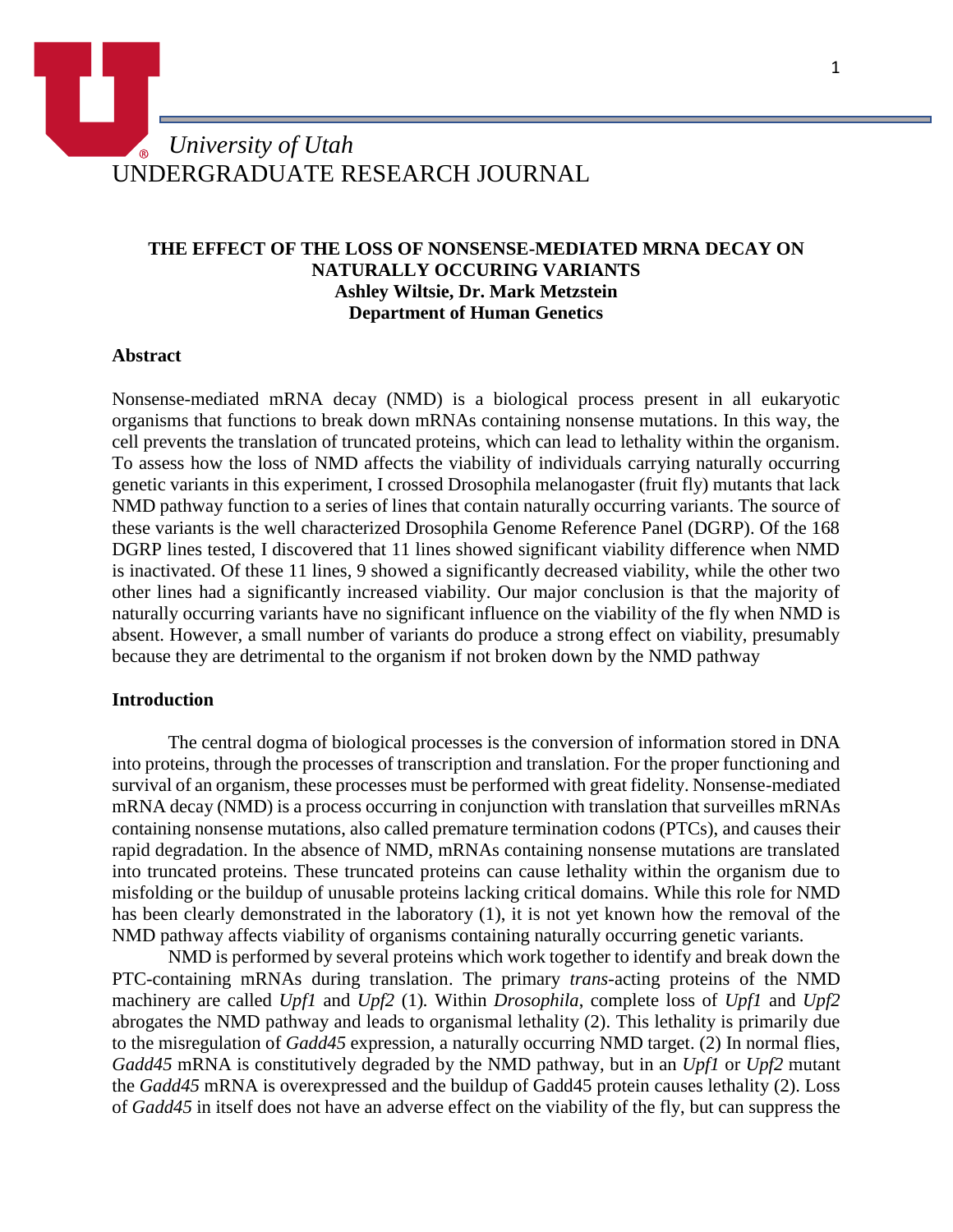*University of Utah*
UNDERGRADUATE RESEARCH JOURNAL

# THE EFFECT OF THE LOSS OF NONSENSE-MEDIATED MRNA DECAY ON NATURALLY OCCURING VARIANTS

**Ashley Wiltsie, Dr. Mark Metzstein**
**Department of Human Genetics**

## Abstract

Nonsense-mediated mRNA decay (NMD) is a biological process present in all eukaryotic organisms that functions to break down mRNAs containing nonsense mutations. In this way, the cell prevents the translation of truncated proteins, which can lead to lethality within the organism. To assess how the loss of NMD affects the viability of individuals carrying naturally occurring genetic variants in this experiment, I crossed Drosophila melanogaster (fruit fly) mutants that lack NMD pathway function to a series of lines that contain naturally occurring variants. The source of these variants is the well characterized Drosophila Genome Reference Panel (DGRP). Of the 168 DGRP lines tested, I discovered that 11 lines showed significant viability difference when NMD is inactivated. Of these 11 lines, 9 showed a significantly decreased viability, while the other two other lines had a significantly increased viability. Our major conclusion is that the majority of naturally occurring variants have no significant influence on the viability of the fly when NMD is absent. However, a small number of variants do produce a strong effect on viability, presumably because they are detrimental to the organism if not broken down by the NMD pathway

## Introduction

The central dogma of biological processes is the conversion of information stored in DNA into proteins, through the processes of transcription and translation. For the proper functioning and survival of an organism, these processes must be performed with great fidelity. Nonsense-mediated mRNA decay (NMD) is a process occurring in conjunction with translation that surveilles mRNAs containing nonsense mutations, also called premature termination codons (PTCs), and causes their rapid degradation. In the absence of NMD, mRNAs containing nonsense mutations are translated into truncated proteins. These truncated proteins can cause lethality within the organism due to misfolding or the buildup of unusable proteins lacking critical domains. While this role for NMD has been clearly demonstrated in the laboratory (1), it is not yet known how the removal of the NMD pathway affects viability of organisms containing naturally occurring genetic variants.

NMD is performed by several proteins which work together to identify and break down the PTC-containing mRNAs during translation. The primary *trans*-acting proteins of the NMD machinery are called *Upf1* and *Upf2* (1). Within *Drosophila*, complete loss of *Upf1* and *Upf2* abrogates the NMD pathway and leads to organismal lethality (2). This lethality is primarily due to the misregulation of *Gadd45* expression, a naturally occurring NMD target. (2) In normal flies, *Gadd45* mRNA is constitutively degraded by the NMD pathway, but in an *Upf1* or *Upf2* mutant the *Gadd45* mRNA is overexpressed and the buildup of Gadd45 protein causes lethality (2). Loss of *Gadd45* in itself does not have an adverse effect on the viability of the fly, but can suppress the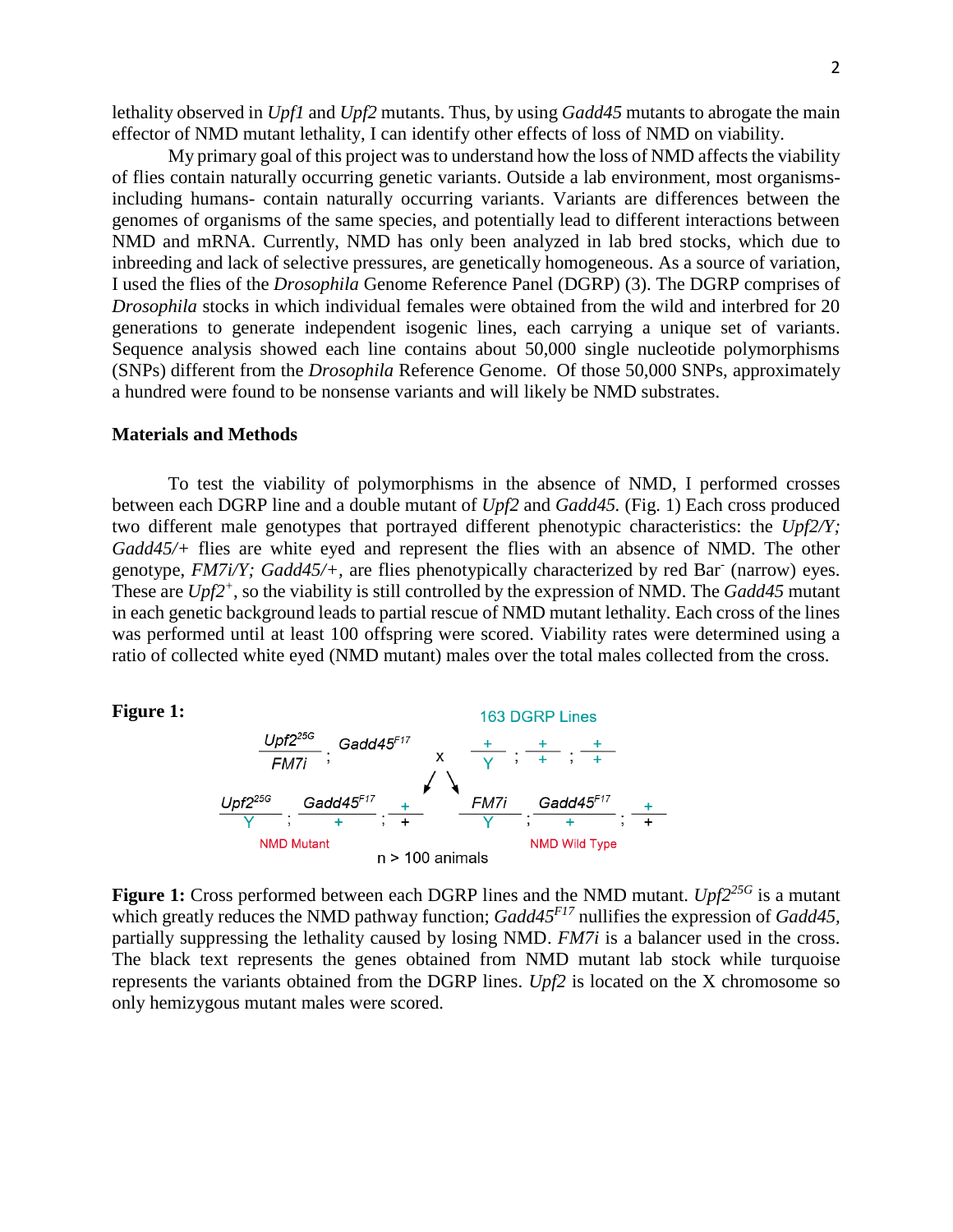lethality observed in *Upf1* and *Upf2* mutants. Thus, by using *Gadd45* mutants to abrogate the main effector of NMD mutant lethality, I can identify other effects of loss of NMD on viability.

My primary goal of this project was to understand how the loss of NMD affects the viability of flies contain naturally occurring genetic variants. Outside a lab environment, most organisms- including humans- contain naturally occurring variants. Variants are differences between the genomes of organisms of the same species, and potentially lead to different interactions between NMD and mRNA. Currently, NMD has only been analyzed in lab bred stocks, which due to inbreeding and lack of selective pressures, are genetically homogeneous. As a source of variation, I used the flies of the *Drosophila* Genome Reference Panel (DGRP) (3). The DGRP comprises of *Drosophila* stocks in which individual females were obtained from the wild and interbred for 20 generations to generate independent isogenic lines, each carrying a unique set of variants. Sequence analysis showed each line contains about 50,000 single nucleotide polymorphisms (SNPs) different from the *Drosophila* Reference Genome. Of those 50,000 SNPs, approximately a hundred were found to be nonsense variants and will likely be NMD substrates.

**Materials and Methods**

To test the viability of polymorphisms in the absence of NMD, I performed crosses between each DGRP line and a double mutant of *Upf2* and *Gadd45.* (Fig. 1) Each cross produced two different male genotypes that portrayed different phenotypic characteristics: the *Upf2/Y; Gadd45/+* flies are white eyed and represent the flies with an absence of NMD. The other genotype, *FM7i/Y; Gadd45/+*, are flies phenotypically characterized by red $Bar^-$ (narrow) eyes. These are $Upf2^+$, so the viability is still controlled by the expression of NMD. The *Gadd45* mutant in each genetic background leads to partial rescue of NMD mutant lethality. Each cross of the lines was performed until at least 100 offspring were scored. Viability rates were determined using a ratio of collected white eyed (NMD mutant) males over the total males collected from the cross.

**Figure 1:**

163 DGRP Lines

$$\frac{Upf2^{25G}}{FM7i};\ Gadd45^{F17} \quad \times \quad \frac{+}{Y};\ \frac{+}{+};\ \frac{+}{+}$$

$$\frac{Upf2^{25G}}{Y};\ \frac{Gadd45^{F17}}{+};\ \frac{+}{+} \qquad \frac{FM7i}{Y};\ \frac{Gadd45^{F17}}{+};\ \frac{+}{+}$$

NMD Mutant — NMD Wild Type

n > 100 animals

**Figure 1:** Cross performed between each DGRP lines and the NMD mutant. *Upf2*$^{25G}$ is a mutant which greatly reduces the NMD pathway function; *Gadd45*$^{F17}$ nullifies the expression of *Gadd45,* partially suppressing the lethality caused by losing NMD. *FM7i* is a balancer used in the cross. The black text represents the genes obtained from NMD mutant lab stock while turquoise represents the variants obtained from the DGRP lines. *Upf2* is located on the X chromosome so only hemizygous mutant males were scored.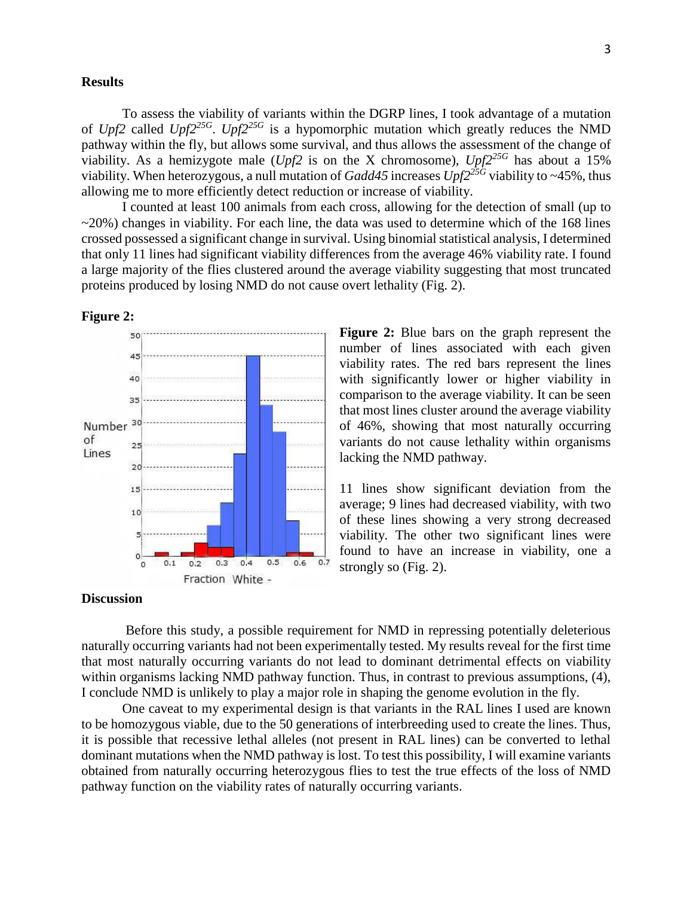### Results

To assess the viability of variants within the DGRP lines, I took advantage of a mutation of *Upf2* called *Upf2$^{25G}$*. *Upf2$^{25G}$* is a hypomorphic mutation which greatly reduces the NMD pathway within the fly, but allows some survival, and thus allows the assessment of the change of viability. As a hemizygote male (*Upf2* is on the X chromosome), *Upf2$^{25G}$* has about a 15% viability. When heterozygous, a null mutation of *Gadd45* increases *Upf2$^{25G}$* viability to ~45%, thus allowing me to more efficiently detect reduction or increase of viability.

I counted at least 100 animals from each cross, allowing for the detection of small (up to ~20%) changes in viability. For each line, the data was used to determine which of the 168 lines crossed possessed a significant change in survival. Using binomial statistical analysis, I determined that only 11 lines had significant viability differences from the average 46% viability rate. I found a large majority of the flies clustered around the average viability suggesting that most truncated proteins produced by losing NMD do not cause overt lethality (Fig. 2).

**Figure 2:**

**Figure 2:** Blue bars on the graph represent the number of lines associated with each given viability rates. The red bars represent the lines with significantly lower or higher viability in comparison to the average viability. It can be seen that most lines cluster around the average viability of 46%, showing that most naturally occurring variants do not cause lethality within organisms lacking the NMD pathway.

11 lines show significant deviation from the average; 9 lines had decreased viability, with two of these lines showing a very strong decreased viability. The other two significant lines were found to have an increase in viability, one a strongly so (Fig. 2).

### Discussion

Before this study, a possible requirement for NMD in repressing potentially deleterious naturally occurring variants had not been experimentally tested. My results reveal for the first time that most naturally occurring variants do not lead to dominant detrimental effects on viability within organisms lacking NMD pathway function. Thus, in contrast to previous assumptions, (4), I conclude NMD is unlikely to play a major role in shaping the genome evolution in the fly.

One caveat to my experimental design is that variants in the RAL lines I used are known to be homozygous viable, due to the 50 generations of interbreeding used to create the lines. Thus, it is possible that recessive lethal alleles (not present in RAL lines) can be converted to lethal dominant mutations when the NMD pathway is lost. To test this possibility, I will examine variants obtained from naturally occurring heterozygous flies to test the true effects of the loss of NMD pathway function on the viability rates of naturally occurring variants.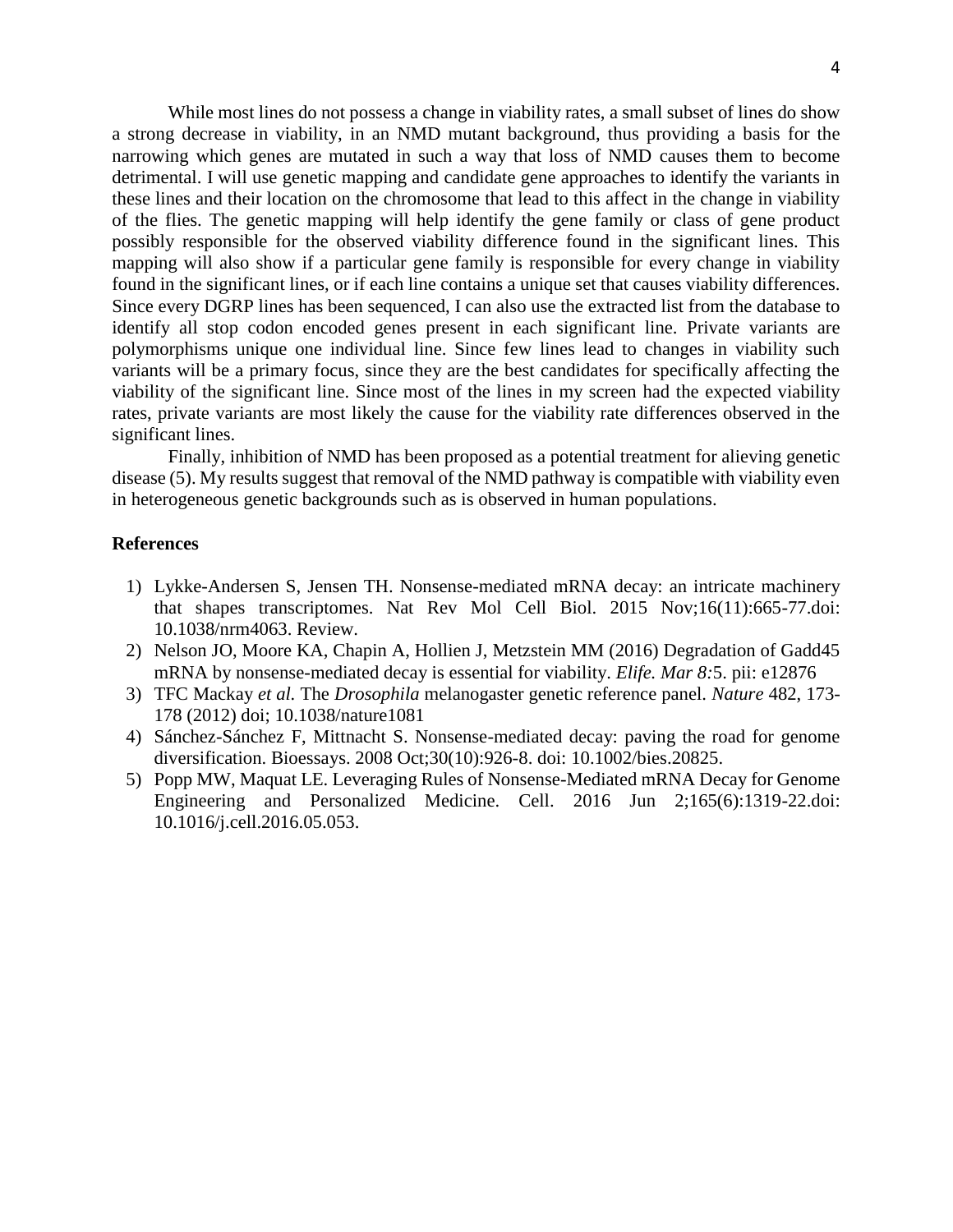While most lines do not possess a change in viability rates, a small subset of lines do show a strong decrease in viability, in an NMD mutant background, thus providing a basis for the narrowing which genes are mutated in such a way that loss of NMD causes them to become detrimental. I will use genetic mapping and candidate gene approaches to identify the variants in these lines and their location on the chromosome that lead to this affect in the change in viability of the flies. The genetic mapping will help identify the gene family or class of gene product possibly responsible for the observed viability difference found in the significant lines. This mapping will also show if a particular gene family is responsible for every change in viability found in the significant lines, or if each line contains a unique set that causes viability differences. Since every DGRP lines has been sequenced, I can also use the extracted list from the database to identify all stop codon encoded genes present in each significant line. Private variants are polymorphisms unique one individual line. Since few lines lead to changes in viability such variants will be a primary focus, since they are the best candidates for specifically affecting the viability of the significant line. Since most of the lines in my screen had the expected viability rates, private variants are most likely the cause for the viability rate differences observed in the significant lines.

Finally, inhibition of NMD has been proposed as a potential treatment for alieving genetic disease (5). My results suggest that removal of the NMD pathway is compatible with viability even in heterogeneous genetic backgrounds such as is observed in human populations.

**References**

1) Lykke-Andersen S, Jensen TH. Nonsense-mediated mRNA decay: an intricate machinery that shapes transcriptomes. Nat Rev Mol Cell Biol. 2015 Nov;16(11):665-77.doi: 10.1038/nrm4063. Review.
2) Nelson JO, Moore KA, Chapin A, Hollien J, Metzstein MM (2016) Degradation of Gadd45 mRNA by nonsense-mediated decay is essential for viability. *Elife. Mar 8:*5. pii: e12876
3) TFC Mackay *et al.* The *Drosophila* melanogaster genetic reference panel. *Nature* 482, 173-178 (2012) doi; 10.1038/nature1081
4) Sánchez-Sánchez F, Mittnacht S. Nonsense-mediated decay: paving the road for genome diversification. Bioessays. 2008 Oct;30(10):926-8. doi: 10.1002/bies.20825.
5) Popp MW, Maquat LE. Leveraging Rules of Nonsense-Mediated mRNA Decay for Genome Engineering and Personalized Medicine. Cell. 2016 Jun 2;165(6):1319-22.doi: 10.1016/j.cell.2016.05.053.